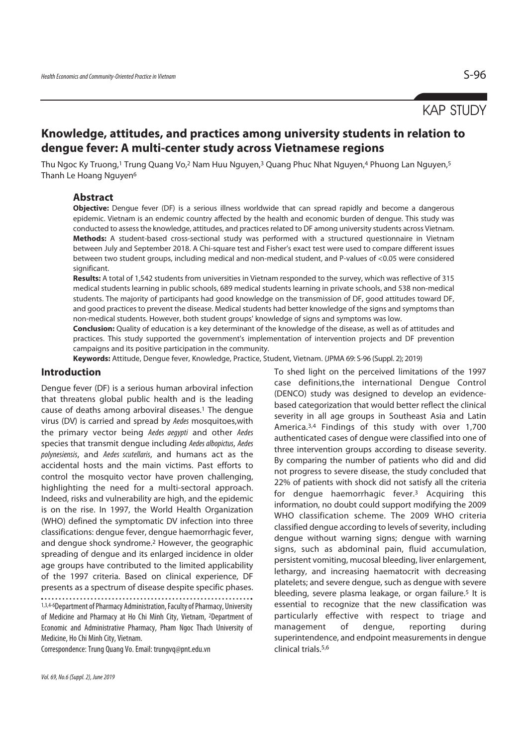KAP STUDY

# Knowledge, attitudes, and practices among university students in relation to dengue fever: A multi-center study across Vietnamese regions

Thu Ngoc Ky Truong,[1] Trung Quang Vo,[2] Nam Huu Nguyen,[3] Quang Phuc Nhat Nguyen,[4] Phuong Lan Nguyen,[5] Thanh Le Hoang Nguyen[6]

## Abstract

**Objective:** Dengue fever (DF) is a serious illness worldwide that can spread rapidly and become a dangerous epidemic. Vietnam is an endemic country affected by the health and economic burden of dengue. This study was conducted to assess the knowledge, attitudes, and practices related to DF among university students across Vietnam.

**Methods:** A student-based cross-sectional study was performed with a structured questionnaire in Vietnam between July and September 2018. A Chi-square test and Fisher's exact test were used to compare different issues between two student groups, including medical and non-medical student, and P-values of <0.05 were considered significant.

**Results:** A total of 1,542 students from universities in Vietnam responded to the survey, which was reflective of 315 medical students learning in public schools, 689 medical students learning in private schools, and 538 non-medical students. The majority of participants had good knowledge on the transmission of DF, good attitudes toward DF, and good practices to prevent the disease. Medical students had better knowledge of the signs and symptoms than non-medical students. However, both student groups' knowledge of signs and symptoms was low.

**Conclusion:** Quality of education is a key determinant of the knowledge of the disease, as well as of attitudes and practices. This study supported the government's implementation of intervention projects and DF prevention campaigns and its positive participation in the community.

**Keywords:** Attitude, Dengue fever, Knowledge, Practice, Student, Vietnam. (JPMA 69: S-96 (Suppl. 2); 2019)

## Introduction

Dengue fever (DF) is a serious human arboviral infection that threatens global public health and is the leading cause of deaths among arboviral diseases.[1] The dengue virus (DV) is carried and spread by *Aedes* mosquitoes, with the primary vector being *Aedes aegypti* and other *Aedes* species that transmit dengue including *Aedes albopictus*, *Aedes polynesiensis*, and *Aedes scutellaris*, and humans act as the accidental hosts and the main victims. Past efforts to control the mosquito vector have proven challenging, highlighting the need for a multi-sectoral approach. Indeed, risks and vulnerability are high, and the epidemic is on the rise. In 1997, the World Health Organization (WHO) defined the symptomatic DV infection into three classifications: dengue fever, dengue haemorrhagic fever, and dengue shock syndrome.[2] However, the geographic spreading of dengue and its enlarged incidence in older age groups have contributed to the limited applicability of the 1997 criteria. Based on clinical experience, DF presents as a spectrum of disease despite specific phases.

[1,3,4-6]Department of Pharmacy Administration, Faculty of Pharmacy, University of Medicine and Pharmacy at Ho Chi Minh City, Vietnam, [2]Department of Economic and Administrative Pharmacy, Pham Ngoc Thach University of Medicine, Ho Chi Minh City, Vietnam.

Correspondence: Trung Quang Vo. Email: trungvq@pnt.edu.vn

To shed light on the perceived limitations of the 1997 case definitions, the international Dengue Control (DENCO) study was designed to develop an evidence-based categorization that would better reflect the clinical severity in all age groups in Southeast Asia and Latin America.[3,4] Findings of this study with over 1,700 authenticated cases of dengue were classified into one of three intervention groups according to disease severity. By comparing the number of patients who did and did not progress to severe disease, the study concluded that 22% of patients with shock did not satisfy all the criteria for dengue haemorrhagic fever.[3] Acquiring this information, no doubt could support modifying the 2009 WHO classification scheme. The 2009 WHO criteria classified dengue according to levels of severity, including dengue without warning signs; dengue with warning signs, such as abdominal pain, fluid accumulation, persistent vomiting, mucosal bleeding, liver enlargement, lethargy, and increasing haematocrit with decreasing platelets; and severe dengue, such as dengue with severe bleeding, severe plasma leakage, or organ failure.[5] It is essential to recognize that the new classification was particularly effective with respect to triage and management of dengue, reporting during superintendence, and endpoint measurements in dengue clinical trials.[5,6]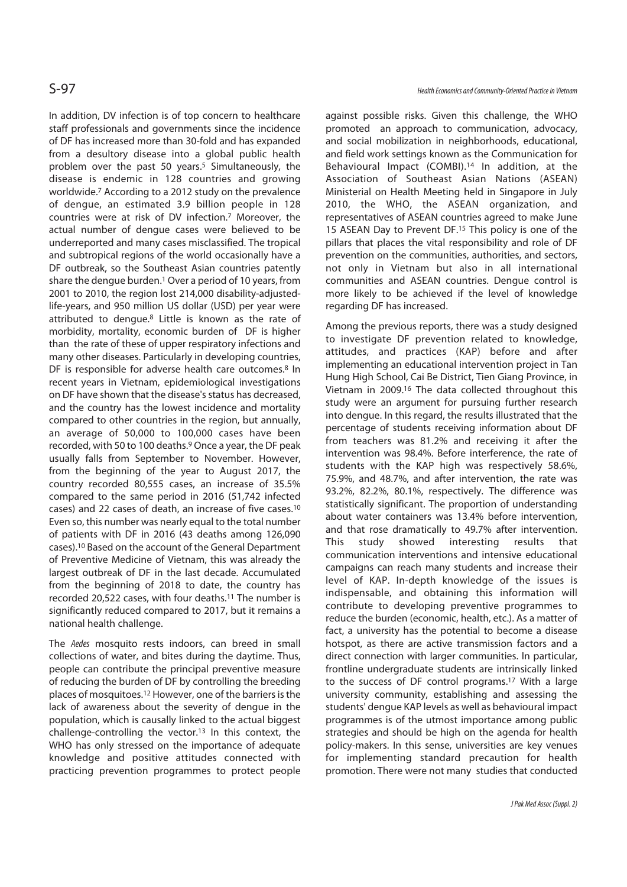In addition, DV infection is of top concern to healthcare staff professionals and governments since the incidence of DF has increased more than 30-fold and has expanded from a desultory disease into a global public health problem over the past 50 years.[5] Simultaneously, the disease is endemic in 128 countries and growing worldwide.[7] According to a 2012 study on the prevalence of dengue, an estimated 3.9 billion people in 128 countries were at risk of DV infection.[7] Moreover, the actual number of dengue cases were believed to be underreported and many cases misclassified. The tropical and subtropical regions of the world occasionally have a DF outbreak, so the Southeast Asian countries patently share the dengue burden.[1] Over a period of 10 years, from 2001 to 2010, the region lost 214,000 disability-adjusted-life-years, and 950 million US dollar (USD) per year were attributed to dengue.[8] Little is known as the rate of morbidity, mortality, economic burden of DF is higher than the rate of these of upper respiratory infections and many other diseases. Particularly in developing countries, DF is responsible for adverse health care outcomes.[8] In recent years in Vietnam, epidemiological investigations on DF have shown that the disease's status has decreased, and the country has the lowest incidence and mortality compared to other countries in the region, but annually, an average of 50,000 to 100,000 cases have been recorded, with 50 to 100 deaths.[9] Once a year, the DF peak usually falls from September to November. However, from the beginning of the year to August 2017, the country recorded 80,555 cases, an increase of 35.5% compared to the same period in 2016 (51,742 infected cases) and 22 cases of death, an increase of five cases.[10] Even so, this number was nearly equal to the total number of patients with DF in 2016 (43 deaths among 126,090 cases).[10] Based on the account of the General Department of Preventive Medicine of Vietnam, this was already the largest outbreak of DF in the last decade. Accumulated from the beginning of 2018 to date, the country has recorded 20,522 cases, with four deaths.[11] The number is significantly reduced compared to 2017, but it remains a national health challenge.

The *Aedes* mosquito rests indoors, can breed in small collections of water, and bites during the daytime. Thus, people can contribute the principal preventive measure of reducing the burden of DF by controlling the breeding places of mosquitoes.[12] However, one of the barriers is the lack of awareness about the severity of dengue in the population, which is causally linked to the actual biggest challenge-controlling the vector.[13] In this context, the WHO has only stressed on the importance of adequate knowledge and positive attitudes connected with practicing prevention programmes to protect people against possible risks. Given this challenge, the WHO promoted an approach to communication, advocacy, and social mobilization in neighborhoods, educational, and field work settings known as the Communication for Behavioural Impact (COMBI).[14] In addition, at the Association of Southeast Asian Nations (ASEAN) Ministerial on Health Meeting held in Singapore in July 2010, the WHO, the ASEAN organization, and representatives of ASEAN countries agreed to make June 15 ASEAN Day to Prevent DF.[15] This policy is one of the pillars that places the vital responsibility and role of DF prevention on the communities, authorities, and sectors, not only in Vietnam but also in all international communities and ASEAN countries. Dengue control is more likely to be achieved if the level of knowledge regarding DF has increased.

Among the previous reports, there was a study designed to investigate DF prevention related to knowledge, attitudes, and practices (KAP) before and after implementing an educational intervention project in Tan Hung High School, Cai Be District, Tien Giang Province, in Vietnam in 2009.[16] The data collected throughout this study were an argument for pursuing further research into dengue. In this regard, the results illustrated that the percentage of students receiving information about DF from teachers was 81.2% and receiving it after the intervention was 98.4%. Before interference, the rate of students with the KAP high was respectively 58.6%, 75.9%, and 48.7%, and after intervention, the rate was 93.2%, 82.2%, 80.1%, respectively. The difference was statistically significant. The proportion of understanding about water containers was 13.4% before intervention, and that rose dramatically to 49.7% after intervention. This study showed interesting results that communication interventions and intensive educational campaigns can reach many students and increase their level of KAP. In-depth knowledge of the issues is indispensable, and obtaining this information will contribute to developing preventive programmes to reduce the burden (economic, health, etc.). As a matter of fact, a university has the potential to become a disease hotspot, as there are active transmission factors and a direct connection with larger communities. In particular, frontline undergraduate students are intrinsically linked to the success of DF control programs.[17] With a large university community, establishing and assessing the students' dengue KAP levels as well as behavioural impact programmes is of the utmost importance among public strategies and should be high on the agenda for health policy-makers. In this sense, universities are key venues for implementing standard precaution for health promotion. There were not many studies that conducted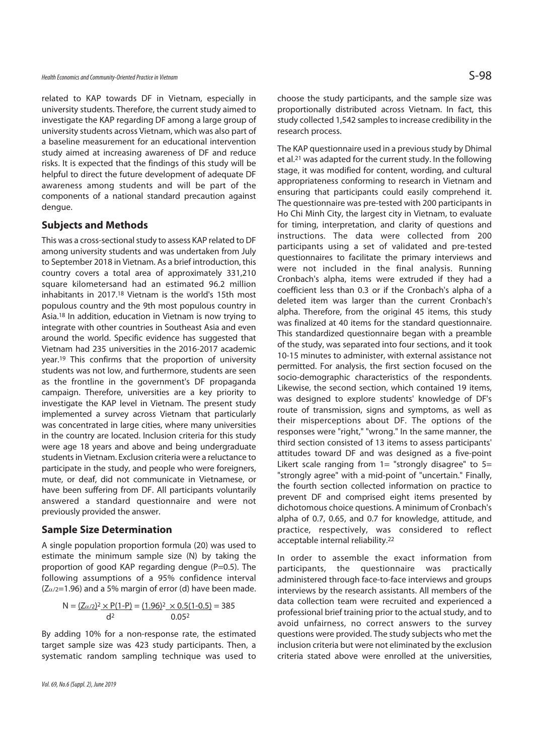related to KAP towards DF in Vietnam, especially in university students. Therefore, the current study aimed to investigate the KAP regarding DF among a large group of university students across Vietnam, which was also part of a baseline measurement for an educational intervention study aimed at increasing awareness of DF and reduce risks. It is expected that the findings of this study will be helpful to direct the future development of adequate DF awareness among students and will be part of the components of a national standard precaution against dengue.

## Subjects and Methods

This was a cross-sectional study to assess KAP related to DF among university students and was undertaken from July to September 2018 in Vietnam. As a brief introduction, this country covers a total area of approximately 331,210 square kilometersand had an estimated 96.2 million inhabitants in 2017.[18] Vietnam is the world's 15th most populous country and the 9th most populous country in Asia.[18] In addition, education in Vietnam is now trying to integrate with other countries in Southeast Asia and even around the world. Specific evidence has suggested that Vietnam had 235 universities in the 2016-2017 academic year.[19] This confirms that the proportion of university students was not low, and furthermore, students are seen as the frontline in the government's DF propaganda campaign. Therefore, universities are a key priority to investigate the KAP level in Vietnam. The present study implemented a survey across Vietnam that particularly was concentrated in large cities, where many universities in the country are located. Inclusion criteria for this study were age 18 years and above and being undergraduate students in Vietnam. Exclusion criteria were a reluctance to participate in the study, and people who were foreigners, mute, or deaf, did not communicate in Vietnamese, or have been suffering from DF. All participants voluntarily answered a standard questionnaire and were not previously provided the answer.

## Sample Size Determination

A single population proportion formula (20) was used to estimate the minimum sample size (N) by taking the proportion of good KAP regarding dengue (P=0.5). The following assumptions of a 95% confidence interval ($Z_{\alpha/2}$=1.96) and a 5% margin of error (d) have been made.

$$N = \frac{(Z_{\alpha/2})^2 \times P(1-P)}{d^2} = \frac{(1.96)^2 \times 0.5(1-0.5)}{0.05^2} = 385$$

By adding 10% for a non-response rate, the estimated target sample size was 423 study participants. Then, a systematic random sampling technique was used to choose the study participants, and the sample size was proportionally distributed across Vietnam. In fact, this study collected 1,542 samples to increase credibility in the research process.

The KAP questionnaire used in a previous study by Dhimal et al.[21] was adapted for the current study. In the following stage, it was modified for content, wording, and cultural appropriateness conforming to research in Vietnam and ensuring that participants could easily comprehend it. The questionnaire was pre-tested with 200 participants in Ho Chi Minh City, the largest city in Vietnam, to evaluate for timing, interpretation, and clarity of questions and instructions. The data were collected from 200 participants using a set of validated and pre-tested questionnaires to facilitate the primary interviews and were not included in the final analysis. Running Cronbach's alpha, items were extruded if they had a coefficient less than 0.3 or if the Cronbach's alpha of a deleted item was larger than the current Cronbach's alpha. Therefore, from the original 45 items, this study was finalized at 40 items for the standard questionnaire. This standardized questionnaire began with a preamble of the study, was separated into four sections, and it took 10-15 minutes to administer, with external assistance not permitted. For analysis, the first section focused on the socio-demographic characteristics of the respondents. Likewise, the second section, which contained 19 items, was designed to explore students' knowledge of DF's route of transmission, signs and symptoms, as well as their misperceptions about DF. The options of the responses were "right," "wrong." In the same manner, the third section consisted of 13 items to assess participants' attitudes toward DF and was designed as a five-point Likert scale ranging from 1= "strongly disagree" to 5= "strongly agree" with a mid-point of "uncertain." Finally, the fourth section collected information on practice to prevent DF and comprised eight items presented by dichotomous choice questions. A minimum of Cronbach's alpha of 0.7, 0.65, and 0.7 for knowledge, attitude, and practice, respectively, was considered to reflect acceptable internal reliability.[22]

In order to assemble the exact information from participants, the questionnaire was practically administered through face-to-face interviews and groups interviews by the research assistants. All members of the data collection team were recruited and experienced a professional brief training prior to the actual study, and to avoid unfairness, no correct answers to the survey questions were provided. The study subjects who met the inclusion criteria but were not eliminated by the exclusion criteria stated above were enrolled at the universities,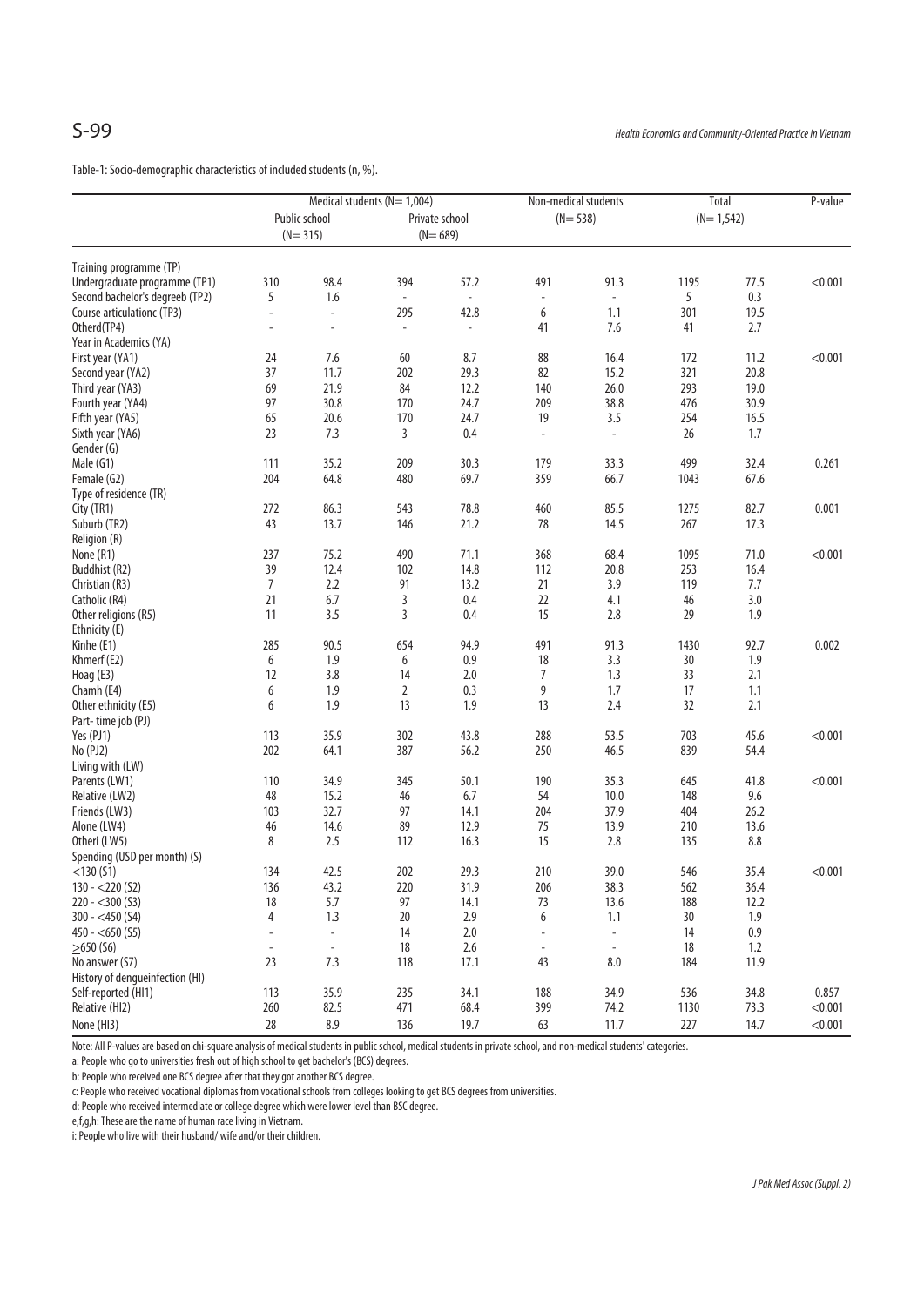Table-1: Socio-demographic characteristics of included students (n, %).

| | Medical students (N= 1,004) | | | | Non-medical students | | Total | | P-value |
|---|---|---|---|---|---|---|---|---|---|
| | Public school (N= 315) | | Private school (N= 689) | | (N= 538) | | (N= 1,542) | | |
| Training programme (TP) | | | | | | | | | |
| Undergraduate programme (TP1) | 310 | 98.4 | 394 | 57.2 | 491 | 91.3 | 1195 | 77.5 | <0.001 |
| Second bachelor's degreeb (TP2) | 5 | 1.6 | - | - | - | - | 5 | 0.3 | |
| Course articulationc (TP3) | - | - | 295 | 42.8 | 6 | 1.1 | 301 | 19.5 | |
| Otherd(TP4) | - | - | - | - | 41 | 7.6 | 41 | 2.7 | |
| Year in Academics (YA) | | | | | | | | | |
| First year (YA1) | 24 | 7.6 | 60 | 8.7 | 88 | 16.4 | 172 | 11.2 | <0.001 |
| Second year (YA2) | 37 | 11.7 | 202 | 29.3 | 82 | 15.2 | 321 | 20.8 | |
| Third year (YA3) | 69 | 21.9 | 84 | 12.2 | 140 | 26.0 | 293 | 19.0 | |
| Fourth year (YA4) | 97 | 30.8 | 170 | 24.7 | 209 | 38.8 | 476 | 30.9 | |
| Fifth year (YA5) | 65 | 20.6 | 170 | 24.7 | 19 | 3.5 | 254 | 16.5 | |
| Sixth year (YA6) | 23 | 7.3 | 3 | 0.4 | - | - | 26 | 1.7 | |
| Gender (G) | | | | | | | | | |
| Male (G1) | 111 | 35.2 | 209 | 30.3 | 179 | 33.3 | 499 | 32.4 | 0.261 |
| Female (G2) | 204 | 64.8 | 480 | 69.7 | 359 | 66.7 | 1043 | 67.6 | |
| Type of residence (TR) | | | | | | | | | |
| City (TR1) | 272 | 86.3 | 543 | 78.8 | 460 | 85.5 | 1275 | 82.7 | 0.001 |
| Suburb (TR2) | 43 | 13.7 | 146 | 21.2 | 78 | 14.5 | 267 | 17.3 | |
| Religion (R) | | | | | | | | | |
| None (R1) | 237 | 75.2 | 490 | 71.1 | 368 | 68.4 | 1095 | 71.0 | <0.001 |
| Buddhist (R2) | 39 | 12.4 | 102 | 14.8 | 112 | 20.8 | 253 | 16.4 | |
| Christian (R3) | 7 | 2.2 | 91 | 13.2 | 21 | 3.9 | 119 | 7.7 | |
| Catholic (R4) | 21 | 6.7 | 3 | 0.4 | 22 | 4.1 | 46 | 3.0 | |
| Other religions (R5) | 11 | 3.5 | 3 | 0.4 | 15 | 2.8 | 29 | 1.9 | |
| Ethnicity (E) | | | | | | | | | |
| Kinhe (E1) | 285 | 90.5 | 654 | 94.9 | 491 | 91.3 | 1430 | 92.7 | 0.002 |
| Khmerf (E2) | 6 | 1.9 | 6 | 0.9 | 18 | 3.3 | 30 | 1.9 | |
| Hoag (E3) | 12 | 3.8 | 14 | 2.0 | 7 | 1.3 | 33 | 2.1 | |
| Chamh (E4) | 6 | 1.9 | 2 | 0.3 | 9 | 1.7 | 17 | 1.1 | |
| Other ethnicity (E5) | 6 | 1.9 | 13 | 1.9 | 13 | 2.4 | 32 | 2.1 | |
| Part- time job (PJ) | | | | | | | | | |
| Yes (PJ1) | 113 | 35.9 | 302 | 43.8 | 288 | 53.5 | 703 | 45.6 | <0.001 |
| No (PJ2) | 202 | 64.1 | 387 | 56.2 | 250 | 46.5 | 839 | 54.4 | |
| Living with (LW) | | | | | | | | | |
| Parents (LW1) | 110 | 34.9 | 345 | 50.1 | 190 | 35.3 | 645 | 41.8 | <0.001 |
| Relative (LW2) | 48 | 15.2 | 46 | 6.7 | 54 | 10.0 | 148 | 9.6 | |
| Friends (LW3) | 103 | 32.7 | 97 | 14.1 | 204 | 37.9 | 404 | 26.2 | |
| Alone (LW4) | 46 | 14.6 | 89 | 12.9 | 75 | 13.9 | 210 | 13.6 | |
| Otheri (LW5) | 8 | 2.5 | 112 | 16.3 | 15 | 2.8 | 135 | 8.8 | |
| Spending (USD per month) (S) | | | | | | | | | |
| <130 (S1) | 134 | 42.5 | 202 | 29.3 | 210 | 39.0 | 546 | 35.4 | <0.001 |
| 130 - <220 (S2) | 136 | 43.2 | 220 | 31.9 | 206 | 38.3 | 562 | 36.4 | |
| 220 - <300 (S3) | 18 | 5.7 | 97 | 14.1 | 73 | 13.6 | 188 | 12.2 | |
| 300 - <450 (S4) | 4 | 1.3 | 20 | 2.9 | 6 | 1.1 | 30 | 1.9 | |
| 450 - <650 (S5) | - | - | 14 | 2.0 | - | - | 14 | 0.9 | |
| ≥650 (S6) | - | - | 18 | 2.6 | - | - | 18 | 1.2 | |
| No answer (S7) | 23 | 7.3 | 118 | 17.1 | 43 | 8.0 | 184 | 11.9 | |
| History of dengueinfection (HI) | | | | | | | | | |
| Self-reported (HI1) | 113 | 35.9 | 235 | 34.1 | 188 | 34.9 | 536 | 34.8 | 0.857 |
| Relative (HI2) | 260 | 82.5 | 471 | 68.4 | 399 | 74.2 | 1130 | 73.3 | <0.001 |
| None (HI3) | 28 | 8.9 | 136 | 19.7 | 63 | 11.7 | 227 | 14.7 | <0.001 |

Note: All P-values are based on chi-square analysis of medical students in public school, medical students in private school, and non-medical students' categories.

a: People who go to universities fresh out of high school to get bachelor's (BCS) degrees.

b: People who received one BCS degree after that they got another BCS degree.

c: People who received vocational diplomas from vocational schools from colleges looking to get BCS degrees from universities.

d: People who received intermediate or college degree which were lower level than BSC degree.

e,f,g,h: These are the name of human race living in Vietnam.

i: People who live with their husband/ wife and/or their children.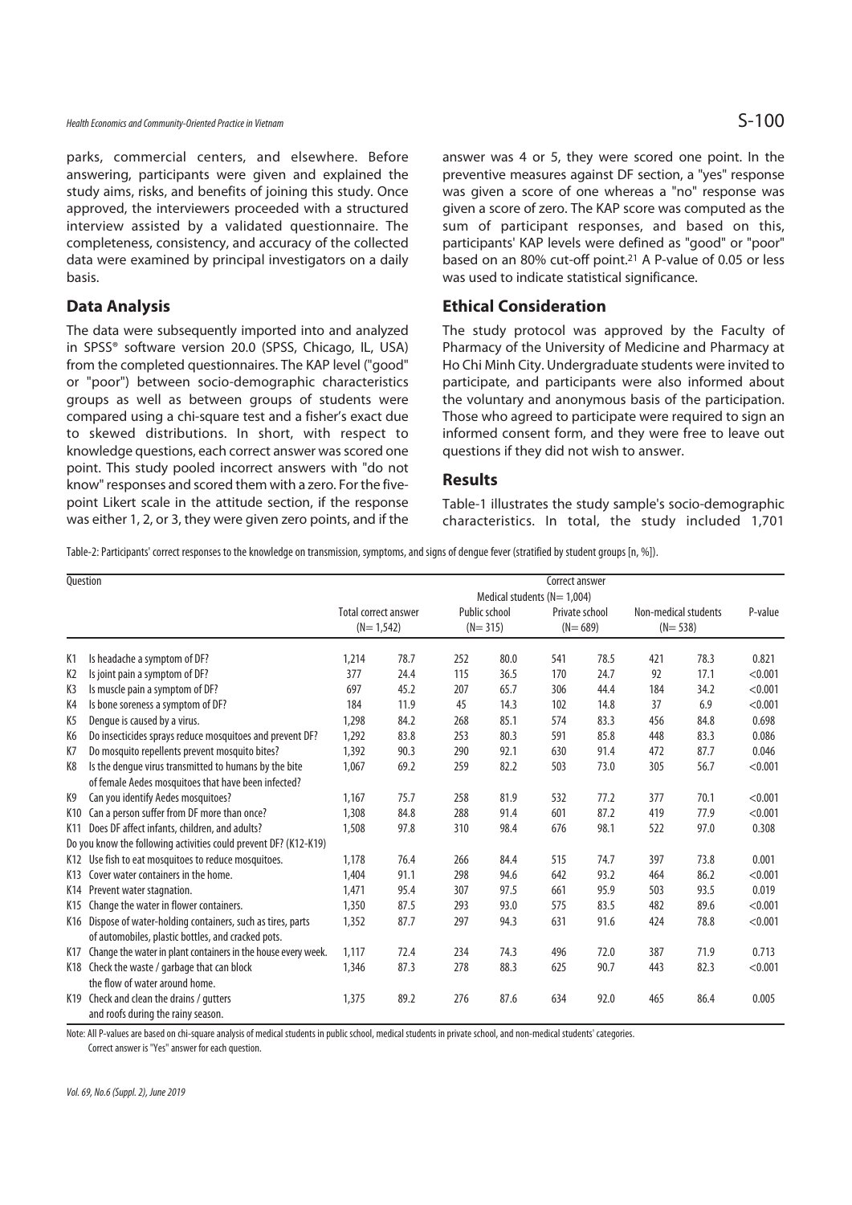parks, commercial centers, and elsewhere. Before answering, participants were given and explained the study aims, risks, and benefits of joining this study. Once approved, the interviewers proceeded with a structured interview assisted by a validated questionnaire. The completeness, consistency, and accuracy of the collected data were examined by principal investigators on a daily basis.

## Data Analysis

The data were subsequently imported into and analyzed in SPSS® software version 20.0 (SPSS, Chicago, IL, USA) from the completed questionnaires. The KAP level ("good" or "poor") between socio-demographic characteristics groups as well as between groups of students were compared using a chi-square test and a fisher's exact due to skewed distributions. In short, with respect to knowledge questions, each correct answer was scored one point. This study pooled incorrect answers with "do not know" responses and scored them with a zero. For the five-point Likert scale in the attitude section, if the response was either 1, 2, or 3, they were given zero points, and if the answer was 4 or 5, they were scored one point. In the preventive measures against DF section, a "yes" response was given a score of one whereas a "no" response was given a score of zero. The KAP score was computed as the sum of participant responses, and based on this, participants' KAP levels were defined as "good" or "poor" based on an 80% cut-off point.[21] A P-value of 0.05 or less was used to indicate statistical significance.

## Ethical Consideration

The study protocol was approved by the Faculty of Pharmacy of the University of Medicine and Pharmacy at Ho Chi Minh City. Undergraduate students were invited to participate, and participants were also informed about the voluntary and anonymous basis of the participation. Those who agreed to participate were required to sign an informed consent form, and they were free to leave out questions if they did not wish to answer.

## Results

Table-1 illustrates the study sample's socio-demographic characteristics. In total, the study included 1,701

Table-2: Participants' correct responses to the knowledge on transmission, symptoms, and signs of dengue fever (stratified by student groups [n, %]).

| Question | | Correct answer | | | | | | | | |
|---|---|---|---|---|---|---|---|---|---|---|
| | | | | Medical students (N= 1,004) | | | | | | |
| | | Total correct answer (N= 1,542) | | Public school (N= 315) | | Private school (N= 689) | | Non-medical students (N= 538) | | P-value |
| K1 | Is headache a symptom of DF? | 1,214 | 78.7 | 252 | 80.0 | 541 | 78.5 | 421 | 78.3 | 0.821 |
| K2 | Is joint pain a symptom of DF? | 377 | 24.4 | 115 | 36.5 | 170 | 24.7 | 92 | 17.1 | <0.001 |
| K3 | Is muscle pain a symptom of DF? | 697 | 45.2 | 207 | 65.7 | 306 | 44.4 | 184 | 34.2 | <0.001 |
| K4 | Is bone soreness a symptom of DF? | 184 | 11.9 | 45 | 14.3 | 102 | 14.8 | 37 | 6.9 | <0.001 |
| K5 | Dengue is caused by a virus. | 1,298 | 84.2 | 268 | 85.1 | 574 | 83.3 | 456 | 84.8 | 0.698 |
| K6 | Do insecticides sprays reduce mosquitoes and prevent DF? | 1,292 | 83.8 | 253 | 80.3 | 591 | 85.8 | 448 | 83.3 | 0.086 |
| K7 | Do mosquito repellents prevent mosquito bites? | 1,392 | 90.3 | 290 | 92.1 | 630 | 91.4 | 472 | 87.7 | 0.046 |
| K8 | Is the dengue virus transmitted to humans by the bite of female Aedes mosquitoes that have been infected? | 1,067 | 69.2 | 259 | 82.2 | 503 | 73.0 | 305 | 56.7 | <0.001 |
| K9 | Can you identify Aedes mosquitoes? | 1,167 | 75.7 | 258 | 81.9 | 532 | 77.2 | 377 | 70.1 | <0.001 |
| K10 | Can a person suffer from DF more than once? | 1,308 | 84.8 | 288 | 91.4 | 601 | 87.2 | 419 | 77.9 | <0.001 |
| K11 | Does DF affect infants, children, and adults? | 1,508 | 97.8 | 310 | 98.4 | 676 | 98.1 | 522 | 97.0 | 0.308 |
| Do you know the following activities could prevent DF? (K12-K19) | | | | | | | | | | |
| K12 | Use fish to eat mosquitoes to reduce mosquitoes. | 1,178 | 76.4 | 266 | 84.4 | 515 | 74.7 | 397 | 73.8 | 0.001 |
| K13 | Cover water containers in the home. | 1,404 | 91.1 | 298 | 94.6 | 642 | 93.2 | 464 | 86.2 | <0.001 |
| K14 | Prevent water stagnation. | 1,471 | 95.4 | 307 | 97.5 | 661 | 95.9 | 503 | 93.5 | 0.019 |
| K15 | Change the water in flower containers. | 1,350 | 87.5 | 293 | 93.0 | 575 | 83.5 | 482 | 89.6 | <0.001 |
| K16 | Dispose of water-holding containers, such as tires, parts of automobiles, plastic bottles, and cracked pots. | 1,352 | 87.7 | 297 | 94.3 | 631 | 91.6 | 424 | 78.8 | <0.001 |
| K17 | Change the water in plant containers in the house every week. | 1,117 | 72.4 | 234 | 74.3 | 496 | 72.0 | 387 | 71.9 | 0.713 |
| K18 | Check the waste / garbage that can block the flow of water around home. | 1,346 | 87.3 | 278 | 88.3 | 625 | 90.7 | 443 | 82.3 | <0.001 |
| K19 | Check and clean the drains / gutters and roofs during the rainy season. | 1,375 | 89.2 | 276 | 87.6 | 634 | 92.0 | 465 | 86.4 | 0.005 |

Note: All P-values are based on chi-square analysis of medical students in public school, medical students in private school, and non-medical students' categories.
Correct answer is "Yes" answer for each question.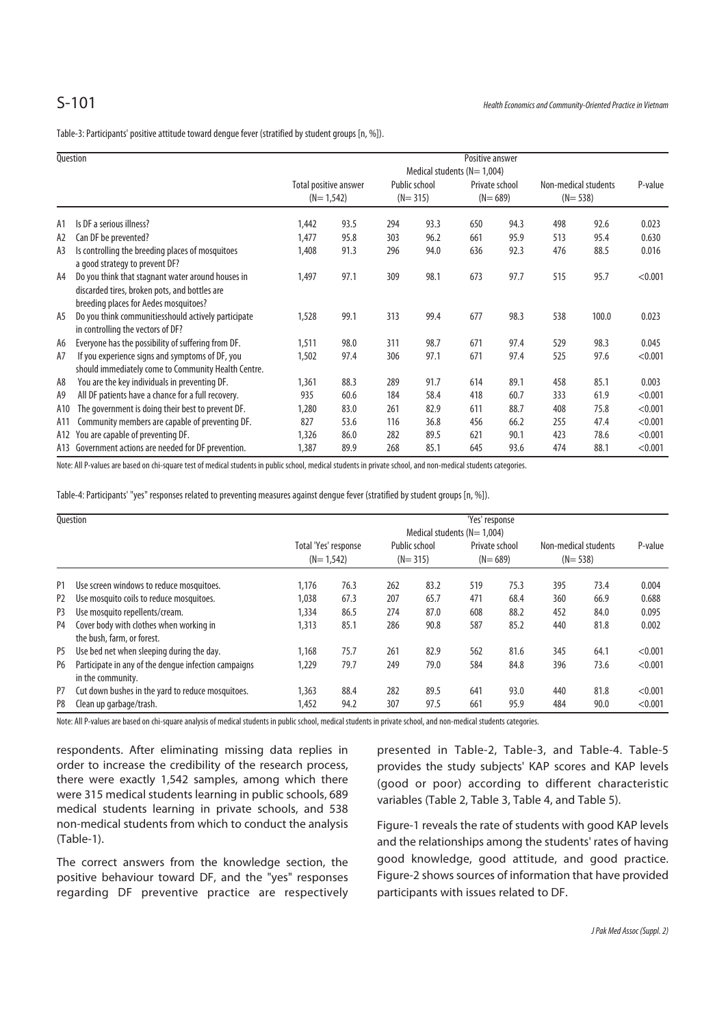Table-3: Participants' positive attitude toward dengue fever (stratified by student groups [n, %]).

| | Question | Total positive answer (N= 1,542) | | Medical students (N= 1,004) Public school (N= 315) | | Private school (N= 689) | | Non-medical students (N= 538) | | P-value |
|---|---|---|---|---|---|---|---|---|---|---|
| A1 | Is DF a serious illness? | 1,442 | 93.5 | 294 | 93.3 | 650 | 94.3 | 498 | 92.6 | 0.023 |
| A2 | Can DF be prevented? | 1,477 | 95.8 | 303 | 96.2 | 661 | 95.9 | 513 | 95.4 | 0.630 |
| A3 | Is controlling the breeding places of mosquitoes a good strategy to prevent DF? | 1,408 | 91.3 | 296 | 94.0 | 636 | 92.3 | 476 | 88.5 | 0.016 |
| A4 | Do you think that stagnant water around houses in discarded tires, broken pots, and bottles are breeding places for Aedes mosquitoes? | 1,497 | 97.1 | 309 | 98.1 | 673 | 97.7 | 515 | 95.7 | <0.001 |
| A5 | Do you think communitiesshould actively participate in controlling the vectors of DF? | 1,528 | 99.1 | 313 | 99.4 | 677 | 98.3 | 538 | 100.0 | 0.023 |
| A6 | Everyone has the possibility of suffering from DF. | 1,511 | 98.0 | 311 | 98.7 | 671 | 97.4 | 529 | 98.3 | 0.045 |
| A7 | If you experience signs and symptoms of DF, you should immediately come to Community Health Centre. | 1,502 | 97.4 | 306 | 97.1 | 671 | 97.4 | 525 | 97.6 | <0.001 |
| A8 | You are the key individuals in preventing DF. | 1,361 | 88.3 | 289 | 91.7 | 614 | 89.1 | 458 | 85.1 | 0.003 |
| A9 | All DF patients have a chance for a full recovery. | 935 | 60.6 | 184 | 58.4 | 418 | 60.7 | 333 | 61.9 | <0.001 |
| A10 | The government is doing their best to prevent DF. | 1,280 | 83.0 | 261 | 82.9 | 611 | 88.7 | 408 | 75.8 | <0.001 |
| A11 | Community members are capable of preventing DF. | 827 | 53.6 | 116 | 36.8 | 456 | 66.2 | 255 | 47.4 | <0.001 |
| A12 | You are capable of preventing DF. | 1,326 | 86.0 | 282 | 89.5 | 621 | 90.1 | 423 | 78.6 | <0.001 |
| A13 | Government actions are needed for DF prevention. | 1,387 | 89.9 | 268 | 85.1 | 645 | 93.6 | 474 | 88.1 | <0.001 |

Note: All P-values are based on chi-square test of medical students in public school, medical students in private school, and non-medical students categories.

Table-4: Participants' "yes" responses related to preventing measures against dengue fever (stratified by student groups [n, %]).

| | Question | Total 'Yes' response (N= 1,542) | | Medical students (N= 1,004) Public school (N= 315) | | Private school (N= 689) | | Non-medical students (N= 538) | | P-value |
|---|---|---|---|---|---|---|---|---|---|---|
| P1 | Use screen windows to reduce mosquitoes. | 1,176 | 76.3 | 262 | 83.2 | 519 | 75.3 | 395 | 73.4 | 0.004 |
| P2 | Use mosquito coils to reduce mosquitoes. | 1,038 | 67.3 | 207 | 65.7 | 471 | 68.4 | 360 | 66.9 | 0.688 |
| P3 | Use mosquito repellents/cream. | 1,334 | 86.5 | 274 | 87.0 | 608 | 88.2 | 452 | 84.0 | 0.095 |
| P4 | Cover body with clothes when working in the bush, farm, or forest. | 1,313 | 85.1 | 286 | 90.8 | 587 | 85.2 | 440 | 81.8 | 0.002 |
| P5 | Use bed net when sleeping during the day. | 1,168 | 75.7 | 261 | 82.9 | 562 | 81.6 | 345 | 64.1 | <0.001 |
| P6 | Participate in any of the dengue infection campaigns in the community. | 1,229 | 79.7 | 249 | 79.0 | 584 | 84.8 | 396 | 73.6 | <0.001 |
| P7 | Cut down bushes in the yard to reduce mosquitoes. | 1,363 | 88.4 | 282 | 89.5 | 641 | 93.0 | 440 | 81.8 | <0.001 |
| P8 | Clean up garbage/trash. | 1,452 | 94.2 | 307 | 97.5 | 661 | 95.9 | 484 | 90.0 | <0.001 |

Note: All P-values are based on chi-square analysis of medical students in public school, medical students in private school, and non-medical students categories.

respondents. After eliminating missing data replies in order to increase the credibility of the research process, there were exactly 1,542 samples, among which there were 315 medical students learning in public schools, 689 medical students learning in private schools, and 538 non-medical students from which to conduct the analysis (Table-1).

The correct answers from the knowledge section, the positive behaviour toward DF, and the "yes" responses regarding DF preventive practice are respectively presented in Table-2, Table-3, and Table-4. Table-5 provides the study subjects' KAP scores and KAP levels (good or poor) according to different characteristic variables (Table 2, Table 3, Table 4, and Table 5).

Figure-1 reveals the rate of students with good KAP levels and the relationships among the students' rates of having good knowledge, good attitude, and good practice. Figure-2 shows sources of information that have provided participants with issues related to DF.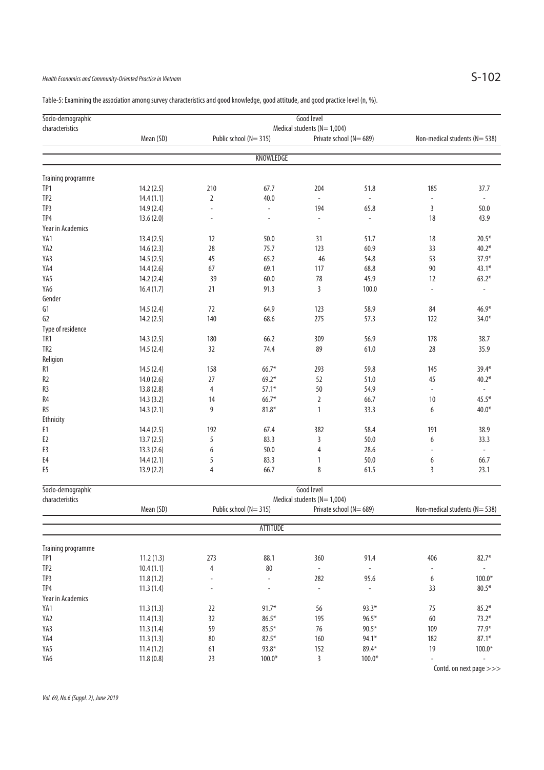Table-5: Examining the association among survey characteristics and good knowledge, good attitude, and good practice level (n, %).

| Socio-demographic characteristics | Good level | | | | | | |
|---|---|---|---|---|---|---|---|
| | Medical students (N= 1,004) | | | | | | |
| | Mean (SD) | Public school (N= 315) | | Private school (N= 689) | | Non-medical students (N= 538) | |
| **KNOWLEDGE** | | | | | | | |
| Training programme | | | | | | | |
| TP1 | 14.2 (2.5) | 210 | 67.7 | 204 | 51.8 | 185 | 37.7 |
| TP2 | 14.4 (1.1) | 2 | 40.0 | - | - | - | - |
| TP3 | 14.9 (2.4) | - | - | 194 | 65.8 | 3 | 50.0 |
| TP4 | 13.6 (2.0) | - | - | - | - | 18 | 43.9 |
| Year in Academics | | | | | | | |
| YA1 | 13.4 (2.5) | 12 | 50.0 | 31 | 51.7 | 18 | 20.5* |
| YA2 | 14.6 (2.3) | 28 | 75.7 | 123 | 60.9 | 33 | 40.2* |
| YA3 | 14.5 (2.5) | 45 | 65.2 | 46 | 54.8 | 53 | 37.9* |
| YA4 | 14.4 (2.6) | 67 | 69.1 | 117 | 68.8 | 90 | 43.1* |
| YA5 | 14.2 (2.4) | 39 | 60.0 | 78 | 45.9 | 12 | 63.2* |
| YA6 | 16.4 (1.7) | 21 | 91.3 | 3 | 100.0 | - | - |
| Gender | | | | | | | |
| G1 | 14.5 (2.4) | 72 | 64.9 | 123 | 58.9 | 84 | 46.9* |
| G2 | 14.2 (2.5) | 140 | 68.6 | 275 | 57.3 | 122 | 34.0* |
| Type of residence | | | | | | | |
| TR1 | 14.3 (2.5) | 180 | 66.2 | 309 | 56.9 | 178 | 38.7 |
| TR2 | 14.5 (2.4) | 32 | 74.4 | 89 | 61.0 | 28 | 35.9 |
| Religion | | | | | | | |
| R1 | 14.5 (2.4) | 158 | 66.7* | 293 | 59.8 | 145 | 39.4* |
| R2 | 14.0 (2.6) | 27 | 69.2* | 52 | 51.0 | 45 | 40.2* |
| R3 | 13.8 (2.8) | 4 | 57.1* | 50 | 54.9 | - | - |
| R4 | 14.3 (3.2) | 14 | 66.7* | 2 | 66.7 | 10 | 45.5* |
| R5 | 14.3 (2.1) | 9 | 81.8* | 1 | 33.3 | 6 | 40.0* |
| Ethnicity | | | | | | | |
| E1 | 14.4 (2.5) | 192 | 67.4 | 382 | 58.4 | 191 | 38.9 |
| E2 | 13.7 (2.5) | 5 | 83.3 | 3 | 50.0 | 6 | 33.3 |
| E3 | 13.3 (2.6) | 6 | 50.0 | 4 | 28.6 | - | - |
| E4 | 14.4 (2.1) | 5 | 83.3 | 1 | 50.0 | 6 | 66.7 |
| E5 | 13.9 (2.2) | 4 | 66.7 | 8 | 61.5 | 3 | 23.1 |
| **ATTITUDE** | | | | | | | |
| Training programme | | | | | | | |
| TP1 | 11.2 (1.3) | 273 | 88.1 | 360 | 91.4 | 406 | 82.7* |
| TP2 | 10.4 (1.1) | 4 | 80 | - | - | - | - |
| TP3 | 11.8 (1.2) | - | - | 282 | 95.6 | 6 | 100.0* |
| TP4 | 11.3 (1.4) | - | - | - | - | 33 | 80.5* |
| Year in Academics | | | | | | | |
| YA1 | 11.3 (1.3) | 22 | 91.7* | 56 | 93.3* | 75 | 85.2* |
| YA2 | 11.4 (1.3) | 32 | 86.5* | 195 | 96.5* | 60 | 73.2* |
| YA3 | 11.3 (1.4) | 59 | 85.5* | 76 | 90.5* | 109 | 77.9* |
| YA4 | 11.3 (1.3) | 80 | 82.5* | 160 | 94.1* | 182 | 87.1* |
| YA5 | 11.4 (1.2) | 61 | 93.8* | 152 | 89.4* | 19 | 100.0* |
| YA6 | 11.8 (0.8) | 23 | 100.0* | 3 | 100.0* | - | - |

Contd. on next page >>>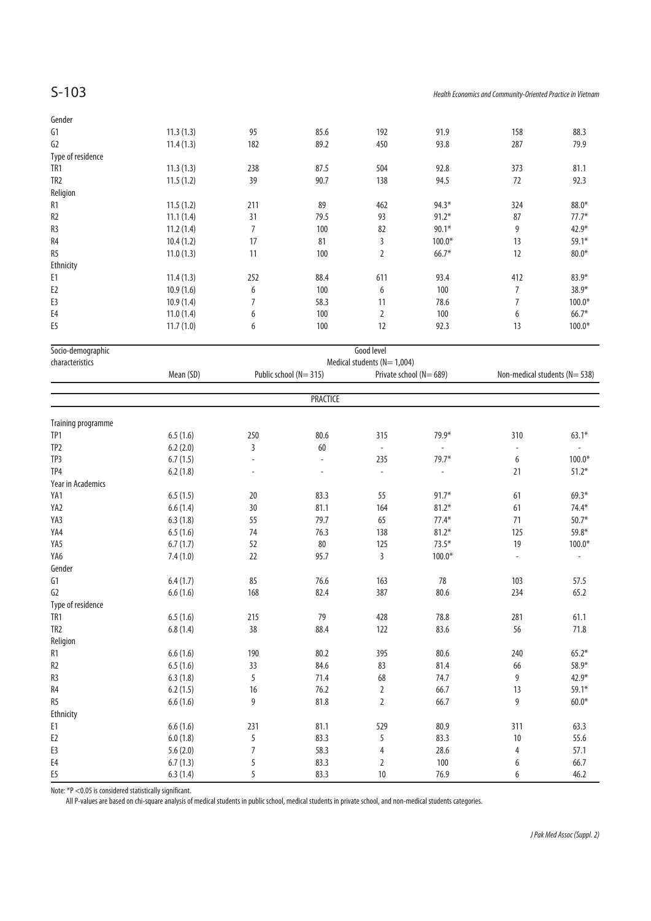| Socio-demographic characteristics | Good level | | | | | | |
|---|---|---|---|---|---|---|---|
| | Medical students (N= 1,004) | | | | | | |
| | Mean (SD) | Public school (N= 315) | | Private school (N= 689) | | Non-medical students (N= 538) | |
| Gender | | | | | | | |
| G1 | 11.3 (1.3) | 95 | 85.6 | 192 | 91.9 | 158 | 88.3 |
| G2 | 11.4 (1.3) | 182 | 89.2 | 450 | 93.8 | 287 | 79.9 |
| Type of residence | | | | | | | |
| TR1 | 11.3 (1.3) | 238 | 87.5 | 504 | 92.8 | 373 | 81.1 |
| TR2 | 11.5 (1.2) | 39 | 90.7 | 138 | 94.5 | 72 | 92.3 |
| Religion | | | | | | | |
| R1 | 11.5 (1.2) | 211 | 89 | 462 | 94.3* | 324 | 88.0* |
| R2 | 11.1 (1.4) | 31 | 79.5 | 93 | 91.2* | 87 | 77.7* |
| R3 | 11.2 (1.4) | 7 | 100 | 82 | 90.1* | 9 | 42.9* |
| R4 | 10.4 (1.2) | 17 | 81 | 3 | 100.0* | 13 | 59.1* |
| R5 | 11.0 (1.3) | 11 | 100 | 2 | 66.7* | 12 | 80.0* |
| Ethnicity | | | | | | | |
| E1 | 11.4 (1.3) | 252 | 88.4 | 611 | 93.4 | 412 | 83.9* |
| E2 | 10.9 (1.6) | 6 | 100 | 6 | 100 | 7 | 38.9* |
| E3 | 10.9 (1.4) | 7 | 58.3 | 11 | 78.6 | 7 | 100.0* |
| E4 | 11.0 (1.4) | 6 | 100 | 2 | 100 | 6 | 66.7* |
| E5 | 11.7 (1.0) | 6 | 100 | 12 | 92.3 | 13 | 100.0* |
| **PRACTICE** | | | | | | | |
| Training programme | | | | | | | |
| TP1 | 6.5 (1.6) | 250 | 80.6 | 315 | 79.9* | 310 | 63.1* |
| TP2 | 6.2 (2.0) | 3 | 60 | - | - | - | - |
| TP3 | 6.7 (1.5) | - | - | 235 | 79.7* | 6 | 100.0* |
| TP4 | 6.2 (1.8) | - | - | - | - | 21 | 51.2* |
| Year in Academics | | | | | | | |
| YA1 | 6.5 (1.5) | 20 | 83.3 | 55 | 91.7* | 61 | 69.3* |
| YA2 | 6.6 (1.4) | 30 | 81.1 | 164 | 81.2* | 61 | 74.4* |
| YA3 | 6.3 (1.8) | 55 | 79.7 | 65 | 77.4* | 71 | 50.7* |
| YA4 | 6.5 (1.6) | 74 | 76.3 | 138 | 81.2* | 125 | 59.8* |
| YA5 | 6.7 (1.7) | 52 | 80 | 125 | 73.5* | 19 | 100.0* |
| YA6 | 7.4 (1.0) | 22 | 95.7 | 3 | 100.0* | - | - |
| Gender | | | | | | | |
| G1 | 6.4 (1.7) | 85 | 76.6 | 163 | 78 | 103 | 57.5 |
| G2 | 6.6 (1.6) | 168 | 82.4 | 387 | 80.6 | 234 | 65.2 |
| Type of residence | | | | | | | |
| TR1 | 6.5 (1.6) | 215 | 79 | 428 | 78.8 | 281 | 61.1 |
| TR2 | 6.8 (1.4) | 38 | 88.4 | 122 | 83.6 | 56 | 71.8 |
| Religion | | | | | | | |
| R1 | 6.6 (1.6) | 190 | 80.2 | 395 | 80.6 | 240 | 65.2* |
| R2 | 6.5 (1.6) | 33 | 84.6 | 83 | 81.4 | 66 | 58.9* |
| R3 | 6.3 (1.8) | 5 | 71.4 | 68 | 74.7 | 9 | 42.9* |
| R4 | 6.2 (1.5) | 16 | 76.2 | 2 | 66.7 | 13 | 59.1* |
| R5 | 6.6 (1.6) | 9 | 81.8 | 2 | 66.7 | 9 | 60.0* |
| Ethnicity | | | | | | | |
| E1 | 6.6 (1.6) | 231 | 81.1 | 529 | 80.9 | 311 | 63.3 |
| E2 | 6.0 (1.8) | 5 | 83.3 | 5 | 83.3 | 10 | 55.6 |
| E3 | 5.6 (2.0) | 7 | 58.3 | 4 | 28.6 | 4 | 57.1 |
| E4 | 6.7 (1.3) | 5 | 83.3 | 2 | 100 | 6 | 66.7 |
| E5 | 6.3 (1.4) | 5 | 83.3 | 10 | 76.9 | 6 | 46.2 |

Note: *P <0.05 is considered statistically significant.

All P-values are based on chi-square analysis of medical students in public school, medical students in private school, and non-medical students categories.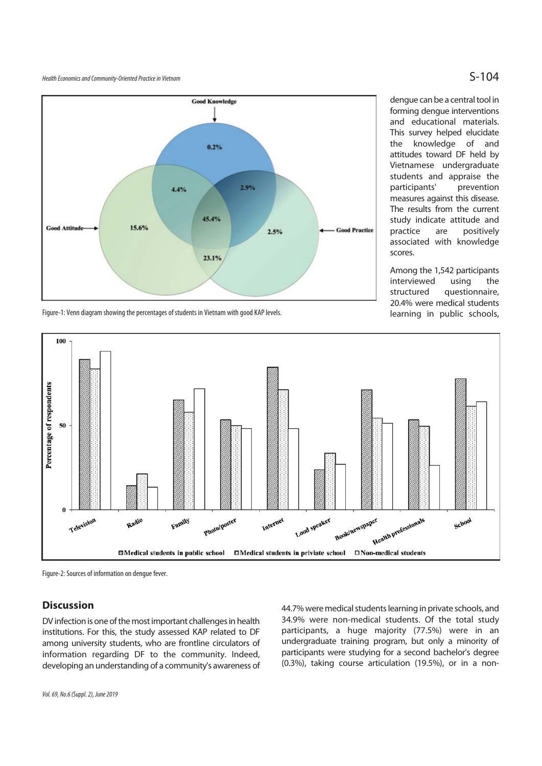Figure-1: Venn diagram showing the percentages of students in Vietnam with good KAP levels.

Figure-2: Sources of information on dengue fever.

dengue can be a central tool in forming dengue interventions and educational materials. This survey helped elucidate the knowledge of and attitudes toward DF held by Vietnamese undergraduate students and appraise the participants' prevention measures against this disease. The results from the current study indicate attitude and practice are positively associated with knowledge scores.

Among the 1,542 participants interviewed using the structured questionnaire, 20.4% were medical students learning in public schools, 44.7% were medical students learning in private schools, and 34.9% were non-medical students. Of the total study participants, a huge majority (77.5%) were in an undergraduate training program, but only a minority of participants were studying for a second bachelor's degree (0.3%), taking course articulation (19.5%), or in a non-

## Discussion

DV infection is one of the most important challenges in health institutions. For this, the study assessed KAP related to DF among university students, who are frontline circulators of information regarding DF to the community. Indeed, developing an understanding of a community's awareness of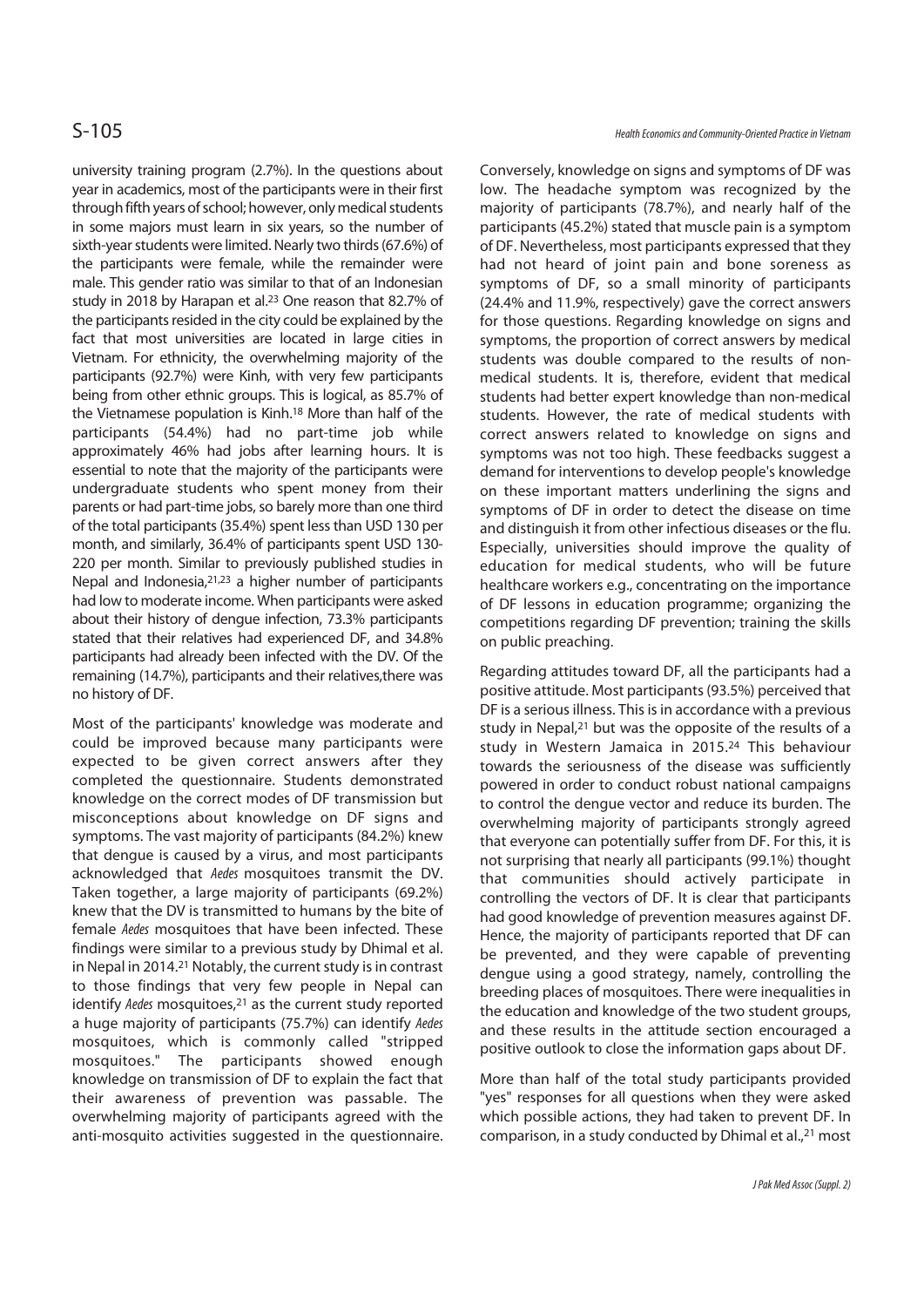university training program (2.7%). In the questions about year in academics, most of the participants were in their first through fifth years of school; however, only medical students in some majors must learn in six years, so the number of sixth-year students were limited. Nearly two thirds (67.6%) of the participants were female, while the remainder were male. This gender ratio was similar to that of an Indonesian study in 2018 by Harapan et al.[23] One reason that 82.7% of the participants resided in the city could be explained by the fact that most universities are located in large cities in Vietnam. For ethnicity, the overwhelming majority of the participants (92.7%) were Kinh, with very few participants being from other ethnic groups. This is logical, as 85.7% of the Vietnamese population is Kinh.[18] More than half of the participants (54.4%) had no part-time job while approximately 46% had jobs after learning hours. It is essential to note that the majority of the participants were undergraduate students who spent money from their parents or had part-time jobs, so barely more than one third of the total participants (35.4%) spent less than USD 130 per month, and similarly, 36.4% of participants spent USD 130-220 per month. Similar to previously published studies in Nepal and Indonesia,[21,23] a higher number of participants had low to moderate income. When participants were asked about their history of dengue infection, 73.3% participants stated that their relatives had experienced DF, and 34.8% participants had already been infected with the DV. Of the remaining (14.7%), participants and their relatives,there was no history of DF.

Most of the participants' knowledge was moderate and could be improved because many participants were expected to be given correct answers after they completed the questionnaire. Students demonstrated knowledge on the correct modes of DF transmission but misconceptions about knowledge on DF signs and symptoms. The vast majority of participants (84.2%) knew that dengue is caused by a virus, and most participants acknowledged that *Aedes* mosquitoes transmit the DV. Taken together, a large majority of participants (69.2%) knew that the DV is transmitted to humans by the bite of female *Aedes* mosquitoes that have been infected. These findings were similar to a previous study by Dhimal et al. in Nepal in 2014.[21] Notably, the current study is in contrast to those findings that very few people in Nepal can identify *Aedes* mosquitoes,[21] as the current study reported a huge majority of participants (75.7%) can identify *Aedes* mosquitoes, which is commonly called "stripped mosquitoes." The participants showed enough knowledge on transmission of DF to explain the fact that their awareness of prevention was passable. The overwhelming majority of participants agreed with the anti-mosquito activities suggested in the questionnaire. Conversely, knowledge on signs and symptoms of DF was low. The headache symptom was recognized by the majority of participants (78.7%), and nearly half of the participants (45.2%) stated that muscle pain is a symptom of DF. Nevertheless, most participants expressed that they had not heard of joint pain and bone soreness as symptoms of DF, so a small minority of participants (24.4% and 11.9%, respectively) gave the correct answers for those questions. Regarding knowledge on signs and symptoms, the proportion of correct answers by medical students was double compared to the results of non-medical students. It is, therefore, evident that medical students had better expert knowledge than non-medical students. However, the rate of medical students with correct answers related to knowledge on signs and symptoms was not too high. These feedbacks suggest a demand for interventions to develop people's knowledge on these important matters underlining the signs and symptoms of DF in order to detect the disease on time and distinguish it from other infectious diseases or the flu. Especially, universities should improve the quality of education for medical students, who will be future healthcare workers e.g., concentrating on the importance of DF lessons in education programme; organizing the competitions regarding DF prevention; training the skills on public preaching.

Regarding attitudes toward DF, all the participants had a positive attitude. Most participants (93.5%) perceived that DF is a serious illness. This is in accordance with a previous study in Nepal,[21] but was the opposite of the results of a study in Western Jamaica in 2015.[24] This behaviour towards the seriousness of the disease was sufficiently powered in order to conduct robust national campaigns to control the dengue vector and reduce its burden. The overwhelming majority of participants strongly agreed that everyone can potentially suffer from DF. For this, it is not surprising that nearly all participants (99.1%) thought that communities should actively participate in controlling the vectors of DF. It is clear that participants had good knowledge of prevention measures against DF. Hence, the majority of participants reported that DF can be prevented, and they were capable of preventing dengue using a good strategy, namely, controlling the breeding places of mosquitoes. There were inequalities in the education and knowledge of the two student groups, and these results in the attitude section encouraged a positive outlook to close the information gaps about DF.

More than half of the total study participants provided "yes" responses for all questions when they were asked which possible actions, they had taken to prevent DF. In comparison, in a study conducted by Dhimal et al.,[21] most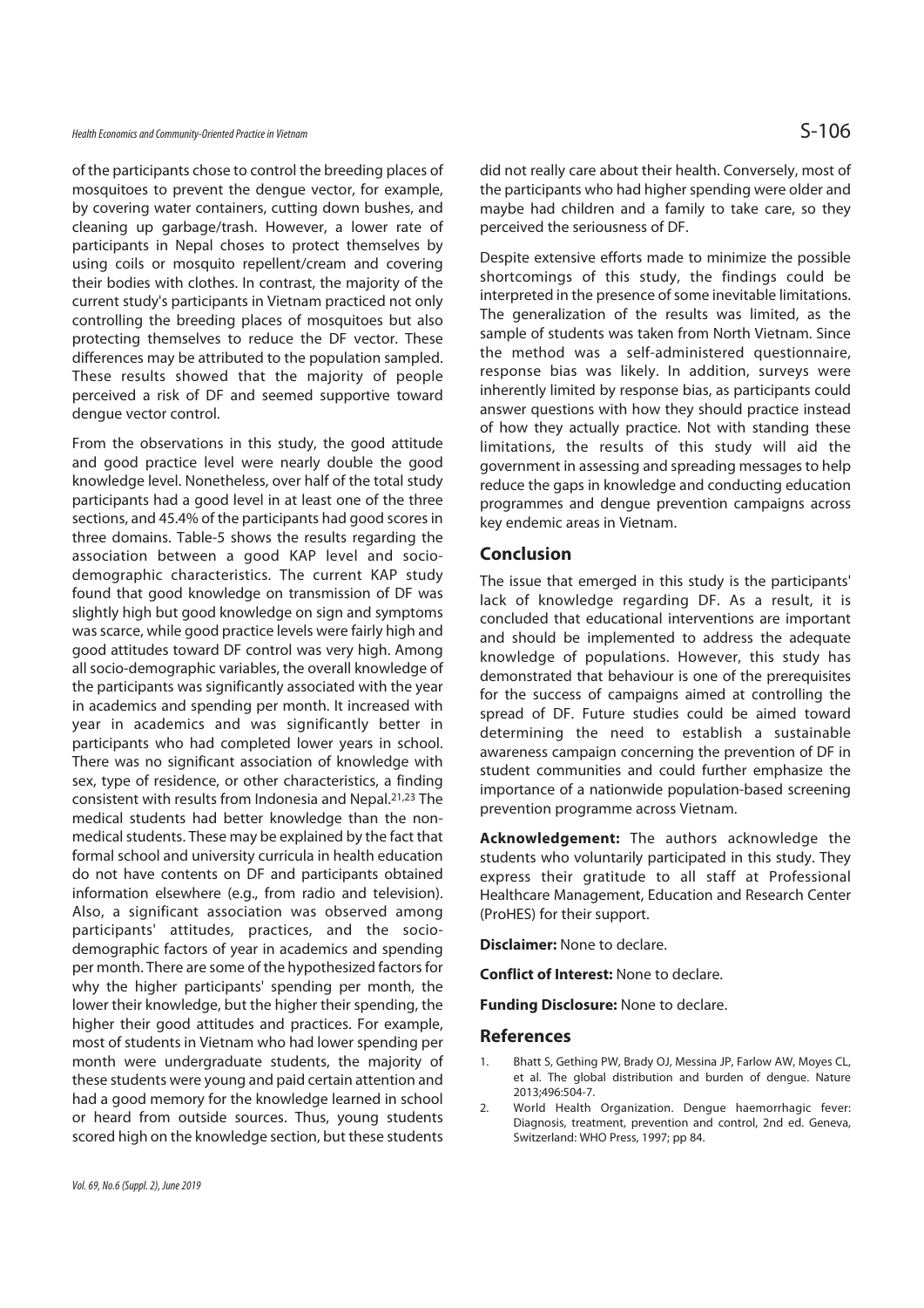of the participants chose to control the breeding places of mosquitoes to prevent the dengue vector, for example, by covering water containers, cutting down bushes, and cleaning up garbage/trash. However, a lower rate of participants in Nepal choses to protect themselves by using coils or mosquito repellent/cream and covering their bodies with clothes. In contrast, the majority of the current study's participants in Vietnam practiced not only controlling the breeding places of mosquitoes but also protecting themselves to reduce the DF vector. These differences may be attributed to the population sampled. These results showed that the majority of people perceived a risk of DF and seemed supportive toward dengue vector control.

From the observations in this study, the good attitude and good practice level were nearly double the good knowledge level. Nonetheless, over half of the total study participants had a good level in at least one of the three sections, and 45.4% of the participants had good scores in three domains. Table-5 shows the results regarding the association between a good KAP level and socio-demographic characteristics. The current KAP study found that good knowledge on transmission of DF was slightly high but good knowledge on sign and symptoms was scarce, while good practice levels were fairly high and good attitudes toward DF control was very high. Among all socio-demographic variables, the overall knowledge of the participants was significantly associated with the year in academics and spending per month. It increased with year in academics and was significantly better in participants who had completed lower years in school. There was no significant association of knowledge with sex, type of residence, or other characteristics, a finding consistent with results from Indonesia and Nepal.[21,23] The medical students had better knowledge than the non-medical students. These may be explained by the fact that formal school and university curricula in health education do not have contents on DF and participants obtained information elsewhere (e.g., from radio and television). Also, a significant association was observed among participants' attitudes, practices, and the socio-demographic factors of year in academics and spending per month. There are some of the hypothesized factors for why the higher participants' spending per month, the lower their knowledge, but the higher their spending, the higher their good attitudes and practices. For example, most of students in Vietnam who had lower spending per month were undergraduate students, the majority of these students were young and paid certain attention and had a good memory for the knowledge learned in school or heard from outside sources. Thus, young students scored high on the knowledge section, but these students did not really care about their health. Conversely, most of the participants who had higher spending were older and maybe had children and a family to take care, so they perceived the seriousness of DF.

Despite extensive efforts made to minimize the possible shortcomings of this study, the findings could be interpreted in the presence of some inevitable limitations. The generalization of the results was limited, as the sample of students was taken from North Vietnam. Since the method was a self-administered questionnaire, response bias was likely. In addition, surveys were inherently limited by response bias, as participants could answer questions with how they should practice instead of how they actually practice. Not with standing these limitations, the results of this study will aid the government in assessing and spreading messages to help reduce the gaps in knowledge and conducting education programmes and dengue prevention campaigns across key endemic areas in Vietnam.

## Conclusion

The issue that emerged in this study is the participants' lack of knowledge regarding DF. As a result, it is concluded that educational interventions are important and should be implemented to address the adequate knowledge of populations. However, this study has demonstrated that behaviour is one of the prerequisites for the success of campaigns aimed at controlling the spread of DF. Future studies could be aimed toward determining the need to establish a sustainable awareness campaign concerning the prevention of DF in student communities and could further emphasize the importance of a nationwide population-based screening prevention programme across Vietnam.

**Acknowledgement:** The authors acknowledge the students who voluntarily participated in this study. They express their gratitude to all staff at Professional Healthcare Management, Education and Research Center (ProHES) for their support.

**Disclaimer:** None to declare.

**Conflict of Interest:** None to declare.

**Funding Disclosure:** None to declare.

## References

1. Bhatt S, Gething PW, Brady OJ, Messina JP, Farlow AW, Moyes CL, et al. The global distribution and burden of dengue. Nature 2013;496:504-7.
2. World Health Organization. Dengue haemorrhagic fever: Diagnosis, treatment, prevention and control, 2nd ed. Geneva, Switzerland: WHO Press, 1997; pp 84.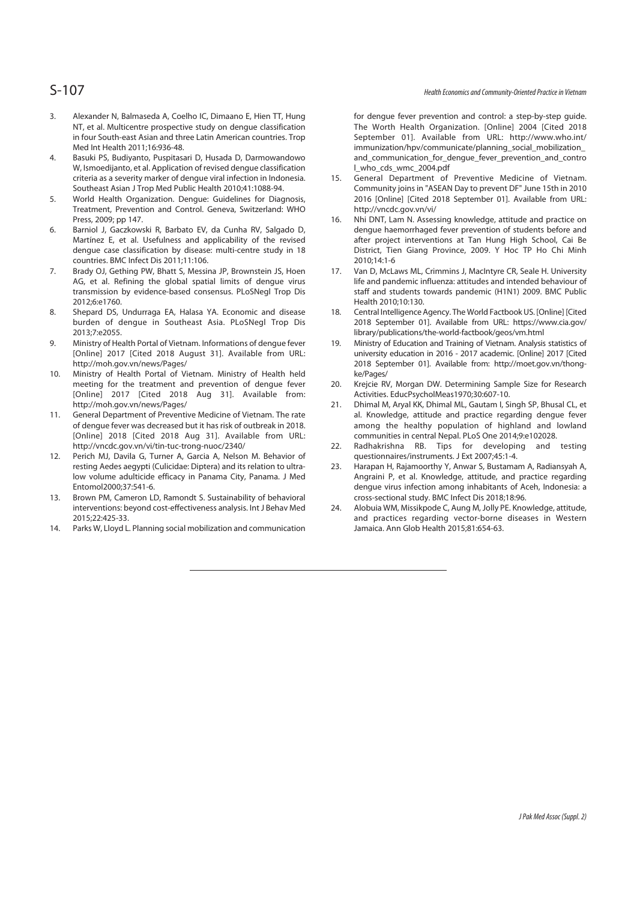3. Alexander N, Balmaseda A, Coelho IC, Dimaano E, Hien TT, Hung NT, et al. Multicentre prospective study on dengue classification in four South-east Asian and three Latin American countries. Trop Med Int Health 2011;16:936-48.
4. Basuki PS, Budiyanto, Puspitasari D, Husada D, Darmowandowo W, Ismoedijanto, et al. Application of revised dengue classification criteria as a severity marker of dengue viral infection in Indonesia. Southeast Asian J Trop Med Public Health 2010;41:1088-94.
5. World Health Organization. Dengue: Guidelines for Diagnosis, Treatment, Prevention and Control. Geneva, Switzerland: WHO Press, 2009; pp 147.
6. Barniol J, Gaczkowski R, Barbato EV, da Cunha RV, Salgado D, Martínez E, et al. Usefulness and applicability of the revised dengue case classification by disease: multi-centre study in 18 countries. BMC Infect Dis 2011;11:106.
7. Brady OJ, Gething PW, Bhatt S, Messina JP, Brownstein JS, Hoen AG, et al. Refining the global spatial limits of dengue virus transmission by evidence-based consensus. PLoSNegl Trop Dis 2012;6:e1760.
8. Shepard DS, Undurraga EA, Halasa YA. Economic and disease burden of dengue in Southeast Asia. PLoSNegl Trop Dis 2013;7:e2055.
9. Ministry of Health Portal of Vietnam. Informations of dengue fever [Online] 2017 [Cited 2018 August 31]. Available from URL: http://moh.gov.vn/news/Pages/
10. Ministry of Health Portal of Vietnam. Ministry of Health held meeting for the treatment and prevention of dengue fever [Online] 2017 [Cited 2018 Aug 31]. Available from: http://moh.gov.vn/news/Pages/
11. General Department of Preventive Medicine of Vietnam. The rate of dengue fever was decreased but it has risk of outbreak in 2018. [Online] 2018 [Cited 2018 Aug 31]. Available from URL: http://vncdc.gov.vn/vi/tin-tuc-trong-nuoc/2340/
12. Perich MJ, Davila G, Turner A, Garcia A, Nelson M. Behavior of resting Aedes aegypti (Culicidae: Diptera) and its relation to ultra-low volume adulticide efficacy in Panama City, Panama. J Med Entomol2000;37:541-6.
13. Brown PM, Cameron LD, Ramondt S. Sustainability of behavioral interventions: beyond cost-effectiveness analysis. Int J Behav Med 2015;22:425-33.
14. Parks W, Lloyd L. Planning social mobilization and communication for dengue fever prevention and control: a step-by-step guide. The Worth Health Organization. [Online] 2004 [Cited 2018 September 01]. Available from URL: http://www.who.int/immunization/hpv/communicate/planning_social_mobilization_and_communication_for_dengue_fever_prevention_and_control_who_cds_wmc_2004.pdf
15. General Department of Preventive Medicine of Vietnam. Community joins in "ASEAN Day to prevent DF" June 15th in 2010 2016 [Online] [Cited 2018 September 01]. Available from URL: http://vncdc.gov.vn/vi/
16. Nhi DNT, Lam N. Assessing knowledge, attitude and practice on dengue haemorrhaged fever prevention of students before and after project interventions at Tan Hung High School, Cai Be District, Tien Giang Province, 2009. Y Hoc TP Ho Chi Minh 2010;14:1-6
17. Van D, McLaws ML, Crimmins J, MacIntyre CR, Seale H. University life and pandemic influenza: attitudes and intended behaviour of staff and students towards pandemic (H1N1) 2009. BMC Public Health 2010;10:130.
18. Central Intelligence Agency. The World Factbook US. [Online] [Cited 2018 September 01]. Available from URL: https://www.cia.gov/library/publications/the-world-factbook/geos/vm.html
19. Ministry of Education and Training of Vietnam. Analysis statistics of university education in 2016 - 2017 academic. [Online] 2017 [Cited 2018 September 01]. Available from: http://moet.gov.vn/thong-ke/Pages/
20. Krejcie RV, Morgan DW. Determining Sample Size for Research Activities. EducPsycholMeas1970;30:607-10.
21. Dhimal M, Aryal KK, Dhimal ML, Gautam I, Singh SP, Bhusal CL, et al. Knowledge, attitude and practice regarding dengue fever among the healthy population of highland and lowland communities in central Nepal. PLoS One 2014;9:e102028.
22. Radhakrishna RB. Tips for developing and testing questionnaires/instruments. J Ext 2007;45:1-4.
23. Harapan H, Rajamoorthy Y, Anwar S, Bustamam A, Radiansyah A, Angraini P, et al. Knowledge, attitude, and practice regarding dengue virus infection among inhabitants of Aceh, Indonesia: a cross-sectional study. BMC Infect Dis 2018;18:96.
24. Alobuia WM, Missikpode C, Aung M, Jolly PE. Knowledge, attitude, and practices regarding vector-borne diseases in Western Jamaica. Ann Glob Health 2015;81:654-63.